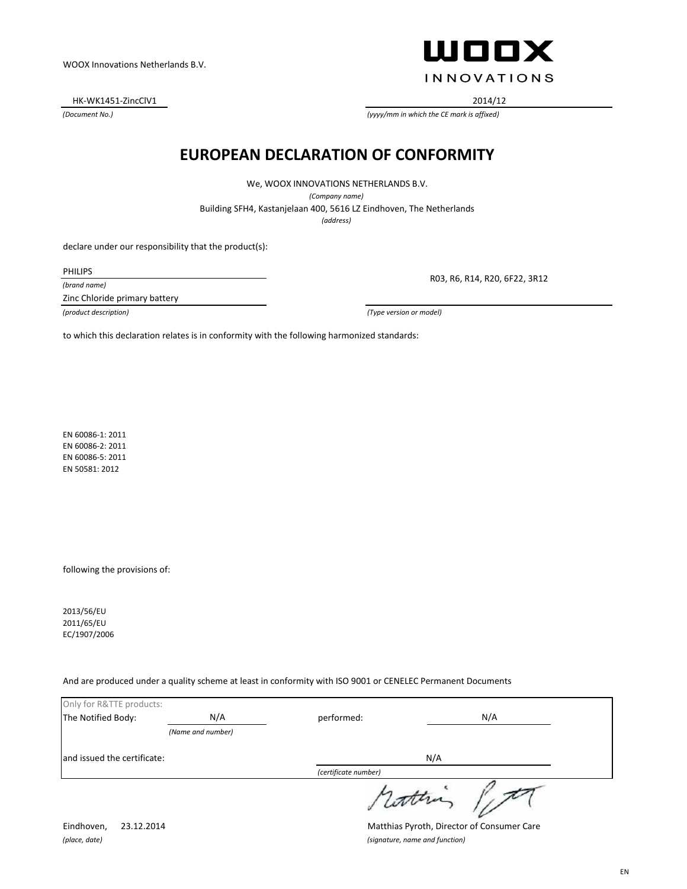WOOX Innovations Netherlands B.V.

WOOX INNOVATIONS

HK-WK1451-ZincClV1
*(Document No.)*

2014/12
*(yyyy/mm in which the CE mark is affixed)*

# EUROPEAN DECLARATION OF CONFORMITY

We, WOOX INNOVATIONS NETHERLANDS B.V.
*(Company name)*
Building SFH4, Kastanjelaan 400, 5616 LZ Eindhoven, The Netherlands
*(address)*

declare under our responsibility that the product(s):

PHILIPS
*(brand name)*

Zinc Chloride primary battery
*(product description)*

R03, R6, R14, R20, 6F22, 3R12
*(Type version or model)*

to which this declaration relates is in conformity with the following harmonized standards:

EN 60086-1: 2011
EN 60086-2: 2011
EN 60086-5: 2011
EN 50581: 2012

following the provisions of:

2013/56/EU
2011/65/EU
EC/1907/2006

And are produced under a quality scheme at least in conformity with ISO 9001 or CENELEC Permanent Documents

Only for R&TTE products:

The Notified Body: N/A *(Name and number)* performed: N/A

and issued the certificate: N/A *(certificate number)*

Eindhoven, 23.12.2014
*(place, date)*

Matthias Pyroth, Director of Consumer Care
*(signature, name and function)*

EN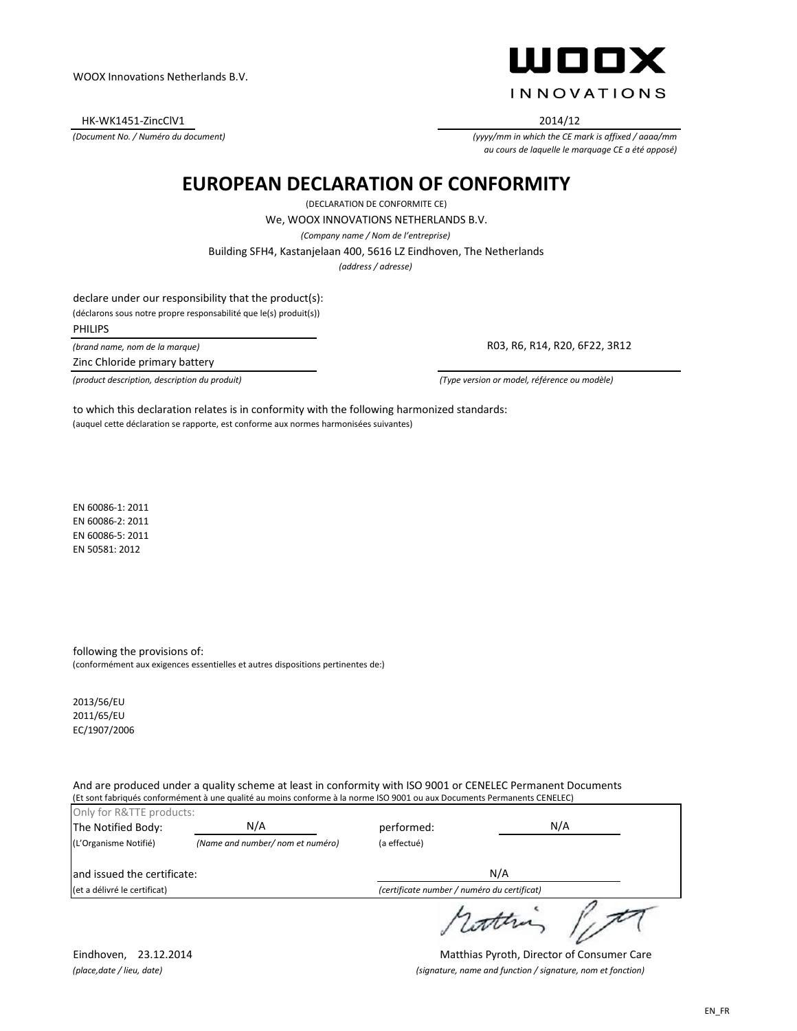WOOX Innovations Netherlands B.V.

WOOX INNOVATIONS

HK-WK1451-ZincClV1

*(Document No. / Numéro du document)*

2014/12

*(yyyy/mm in which the CE mark is affixed / aaaa/mm au cours de laquelle le marquage CE a été apposé)*

# EUROPEAN DECLARATION OF CONFORMITY

(DECLARATION DE CONFORMITE CE)

We, WOOX INNOVATIONS NETHERLANDS B.V.

*(Company name / Nom de l'entreprise)*

Building SFH4, Kastanjelaan 400, 5616 LZ Eindhoven, The Netherlands

*(address / adresse)*

declare under our responsibility that the product(s):

(déclarons sous notre propre responsabilité que le(s) produit(s))

PHILIPS

*(brand name, nom de la marque)*

Zinc Chloride primary battery

*(product description, description du produit)*

R03, R6, R14, R20, 6F22, 3R12

*(Type version or model, référence ou modèle)*

to which this declaration relates is in conformity with the following harmonized standards:

(auquel cette déclaration se rapporte, est conforme aux normes harmonisées suivantes)

EN 60086-1: 2011
EN 60086-2: 2011
EN 60086-5: 2011
EN 50581: 2012

following the provisions of:

(conformément aux exigences essentielles et autres dispositions pertinentes de:)

2013/56/EU
2011/65/EU
EC/1907/2006

And are produced under a quality scheme at least in conformity with ISO 9001 or CENELEC Permanent Documents

(Et sont fabriqués conformément à une qualité au moins conforme à la norme ISO 9001 ou aux Documents Permanents CENELEC)

Only for R&TTE products:

The Notified Body: N/A — performed: N/A

(L'Organisme Notifié) *(Name and number/ nom et numéro)* (a effectué)

and issued the certificate: N/A

(et a délivré le certificat) *(certificate number / numéro du certificat)*

Eindhoven, 23.12.2014

*(place,date / lieu, date)*

Matthias Pyroth, Director of Consumer Care

*(signature, name and function / signature, nom et fonction)*

EN_FR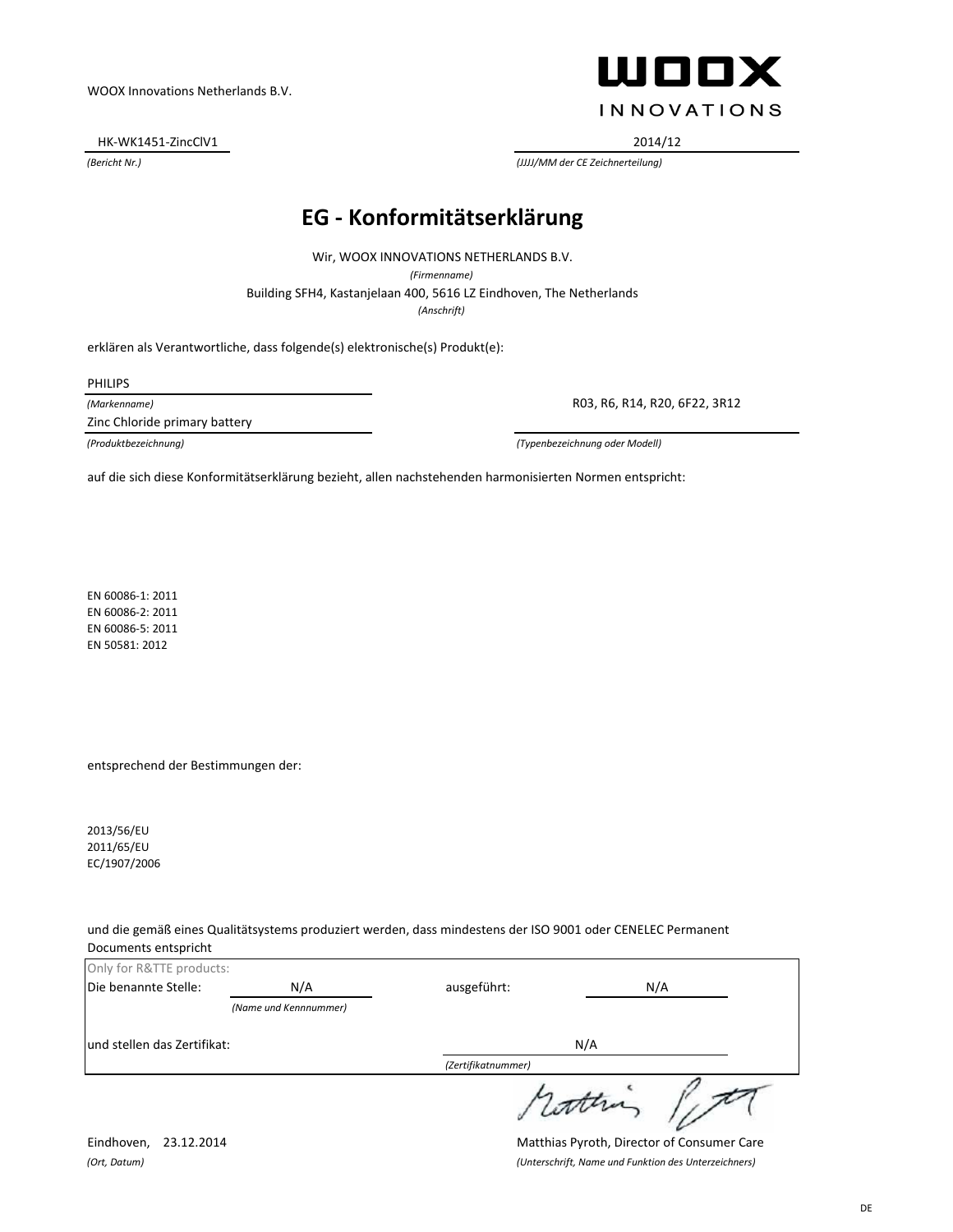WOOX Innovations Netherlands B.V.

WOOX INNOVATIONS

HK-WK1451-ZincClV1

*(Bericht Nr.)*

2014/12

*(JJJJ/MM der CE Zeichnerteilung)*

# EG - Konformitätserklärung

Wir, WOOX INNOVATIONS NETHERLANDS B.V.

*(Firmenname)*

Building SFH4, Kastanjelaan 400, 5616 LZ Eindhoven, The Netherlands

*(Anschrift)*

erklären als Verantwortliche, dass folgende(s) elektronische(s) Produkt(e):

PHILIPS

*(Markenname)*

Zinc Chloride primary battery

*(Produktbezeichnung)*

R03, R6, R14, R20, 6F22, 3R12

*(Typenbezeichnung oder Modell)*

auf die sich diese Konformitätserklärung bezieht, allen nachstehenden harmonisierten Normen entspricht:

EN 60086-1: 2011
EN 60086-2: 2011
EN 60086-5: 2011
EN 50581: 2012

entsprechend der Bestimmungen der:

2013/56/EU
2011/65/EU
EC/1907/2006

und die gemäß eines Qualitätsystems produziert werden, dass mindestens der ISO 9001 oder CENELEC Permanent Documents entspricht

Only for R&TTE products:

Die benannte Stelle: N/A *(Name und Kennnummer)* ausgeführt: N/A

und stellen das Zertifikat: N/A *(Zertifikatnummer)*

Eindhoven, 23.12.2014

*(Ort, Datum)*

Matthias Pyroth, Director of Consumer Care

*(Unterschrift, Name und Funktion des Unterzeichners)*

DE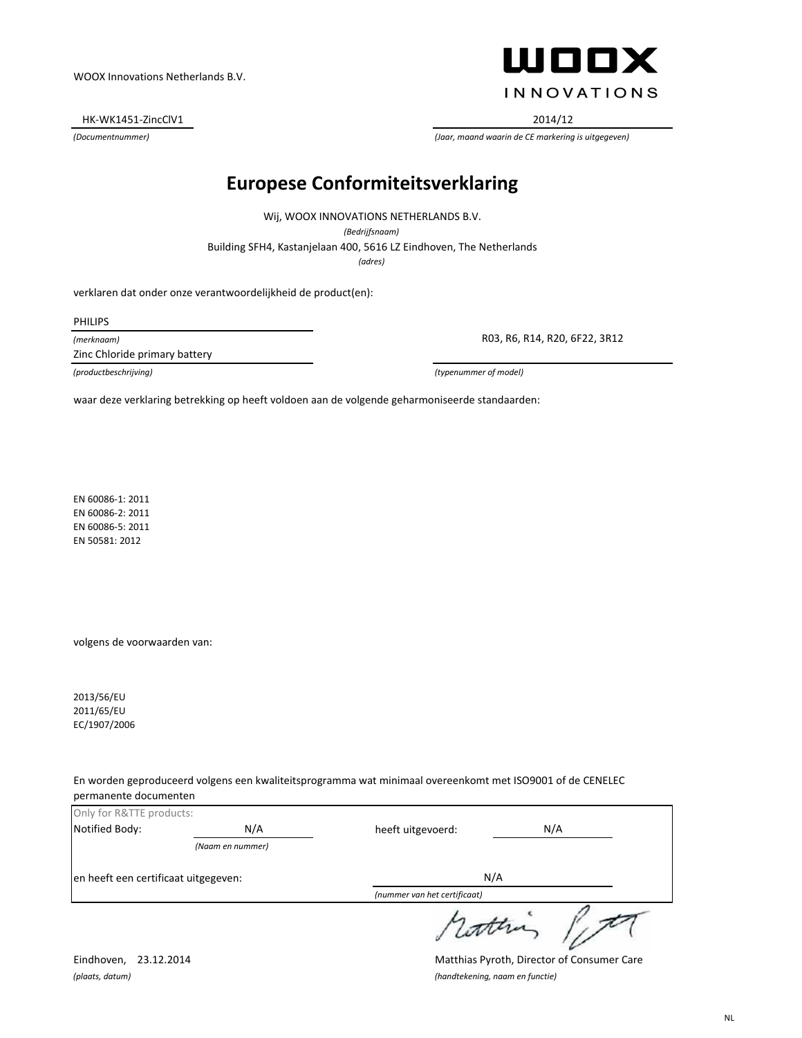WOOX Innovations Netherlands B.V.

**WOOX**
INNOVATIONS

HK-WK1451-ZincClV1 | 2014/12

*(Documentnummer)* | *(Jaar, maand waarin de CE markering is uitgegeven)*

# Europese Conformiteitsverklaring

Wij, WOOX INNOVATIONS NETHERLANDS B.V.
*(Bedrijfsnaam)*

Building SFH4, Kastanjelaan 400, 5616 LZ Eindhoven, The Netherlands
*(adres)*

verklaren dat onder onze verantwoordelijkheid de product(en):

PHILIPS
*(merknaam)*

Zinc Chloride primary battery
*(productbeschrijving)*

R03, R6, R14, R20, 6F22, 3R12
*(typenummer of model)*

waar deze verklaring betrekking op heeft voldoen aan de volgende geharmoniseerde standaarden:

EN 60086-1: 2011
EN 60086-2: 2011
EN 60086-5: 2011
EN 50581: 2012

volgens de voorwaarden van:

2013/56/EU
2011/65/EU
EC/1907/2006

En worden geproduceerd volgens een kwaliteitsprogramma wat minimaal overeenkomt met ISO9001 of de CENELEC permanente documenten

Only for R&TTE products:

Notified Body: N/A *(Naam en nummer)* heeft uitgevoerd: N/A

en heeft een certificaat uitgegeven: N/A *(nummer van het certificaat)*

Eindhoven, 23.12.2014
*(plaats, datum)*

Matthias Pyroth, Director of Consumer Care
*(handtekening, naam en functie)*

NL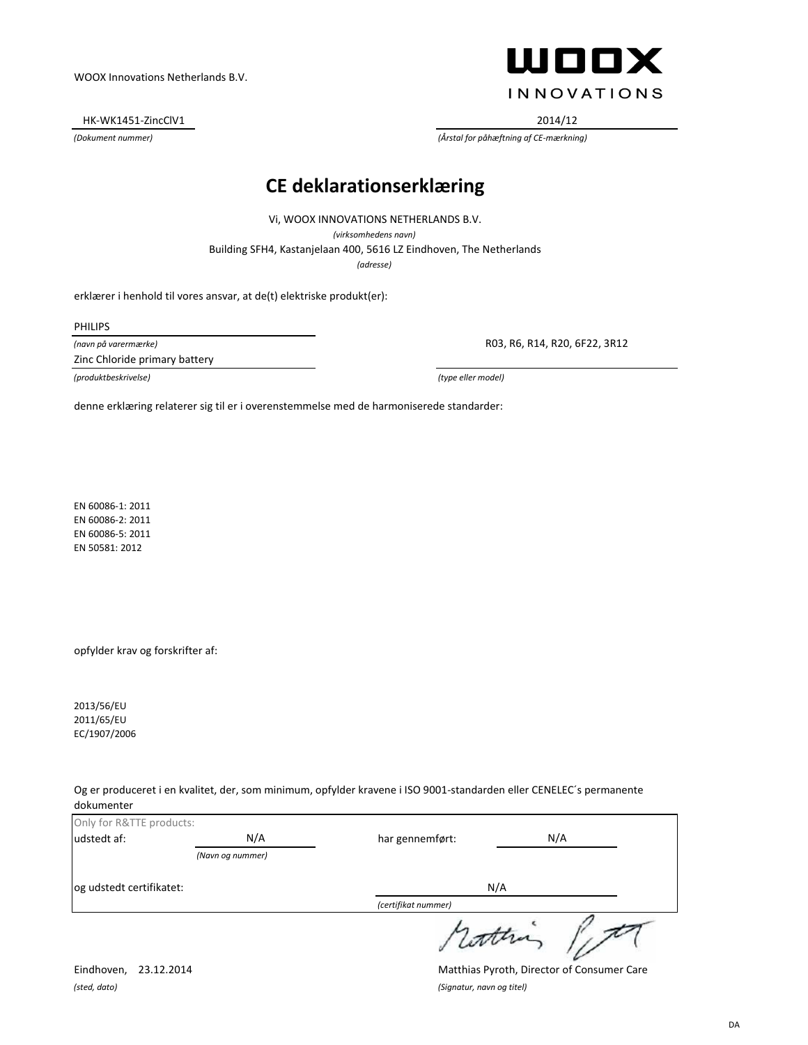WOOX Innovations Netherlands B.V.

**WOOX**
INNOVATIONS

HK-WK1451-ZincClV1
*(Dokument nummer)*

2014/12
*(Årstal for påhæftning af CE-mærkning)*

# CE deklarationserklæring

Vi, WOOX INNOVATIONS NETHERLANDS B.V.
*(virksomhedens navn)*
Building SFH4, Kastanjelaan 400, 5616 LZ Eindhoven, The Netherlands
*(adresse)*

erklærer i henhold til vores ansvar, at de(t) elektriske produkt(er):

PHILIPS
*(navn på varermærke)*
Zinc Chloride primary battery
*(produktbeskrivelse)*

R03, R6, R14, R20, 6F22, 3R12
*(type eller model)*

denne erklæring relaterer sig til er i overenstemmelse med de harmoniserede standarder:

EN 60086-1: 2011
EN 60086-2: 2011
EN 60086-5: 2011
EN 50581: 2012

opfylder krav og forskrifter af:

2013/56/EU
2011/65/EU
EC/1907/2006

Og er produceret i en kvalitet, der, som minimum, opfylder kravene i ISO 9001-standarden eller CENELEC´s permanente dokumenter

Only for R&TTE products:

udstedt af: N/A *(Navn og nummer)*
har gennemført: N/A
og udstedt certifikatet: N/A *(certifikat nummer)*

Eindhoven, 23.12.2014
*(sted, dato)*

Matthias Pyroth, Director of Consumer Care
*(Signatur, navn og titel)*

DA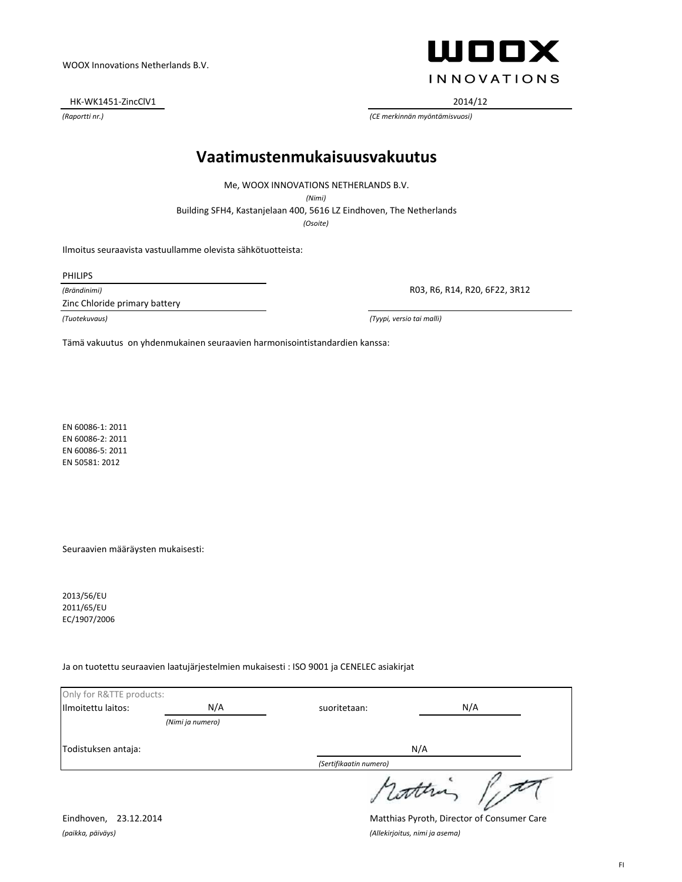WOOX Innovations Netherlands B.V.

WOOX INNOVATIONS

| HK-WK1451-ZincClV1 | 2014/12 |
|---|---|
| *(Raportti nr.)* | *(CE merkinnän myöntämisvuosi)* |

# Vaatimustenmukaisuusvakuutus

Me, WOOX INNOVATIONS NETHERLANDS B.V.

*(Nimi)*

Building SFH4, Kastanjelaan 400, 5616 LZ Eindhoven, The Netherlands

*(Osoite)*

Ilmoitus seuraavista vastuullamme olevista sähkötuotteista:

PHILIPS

*(Brändinimi)*

Zinc Chloride primary battery

*(Tuotekuvaus)*

R03, R6, R14, R20, 6F22, 3R12

*(Tyypi, versio tai malli)*

Tämä vakuutus on yhdenmukainen seuraavien harmonisointistandardien kanssa:

EN 60086-1: 2011
EN 60086-2: 2011
EN 60086-5: 2011
EN 50581: 2012

Seuraavien määräysten mukaisesti:

2013/56/EU
2011/65/EU
EC/1907/2006

Ja on tuotettu seuraavien laatujärjestelmien mukaisesti : ISO 9001 ja CENELEC asiakirjat

Only for R&TTE products:

| | | | |
|---|---|---|---|
| Ilmoitettu laitos: | N/A | suoritetaan: | N/A |
| | *(Nimi ja numero)* | | |
| Todistuksen antaja: | | N/A | |
| | | *(Sertifikaatin numero)* | |

Eindhoven, 23.12.2014

*(paikka, päiväys)*

Matthias Pyroth, Director of Consumer Care

*(Allekirjoitus, nimi ja asema)*

FI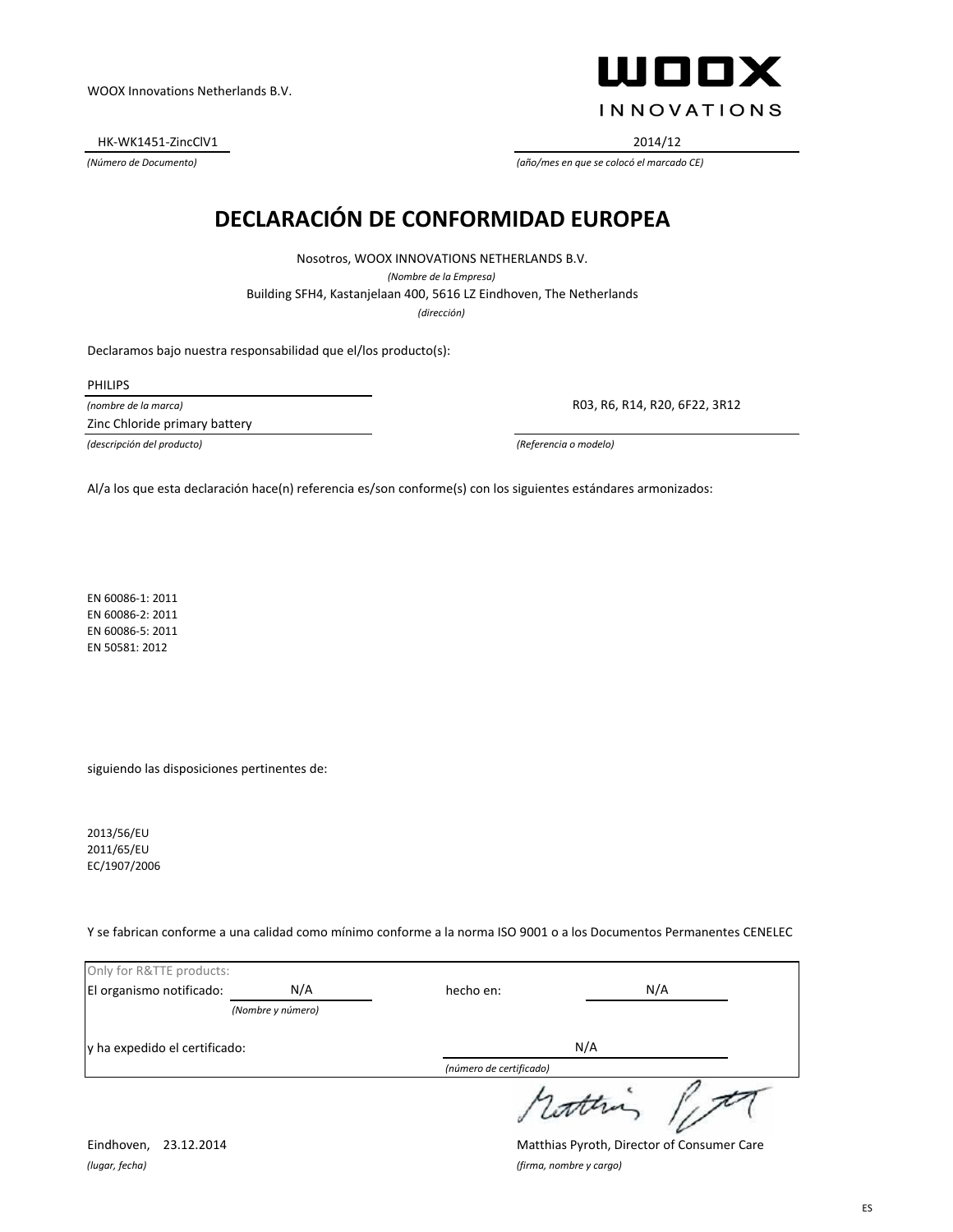WOOX Innovations Netherlands B.V.

WOOX INNOVATIONS

HK-WK1451-ZincClV1
*(Número de Documento)*

2014/12
*(año/mes en que se colocó el marcado CE)*

# DECLARACIÓN DE CONFORMIDAD EUROPEA

Nosotros, WOOX INNOVATIONS NETHERLANDS B.V.
*(Nombre de la Empresa)*

Building SFH4, Kastanjelaan 400, 5616 LZ Eindhoven, The Netherlands
*(dirección)*

Declaramos bajo nuestra responsabilidad que el/los producto(s):

PHILIPS
*(nombre de la marca)*

Zinc Chloride primary battery
*(descripción del producto)*

R03, R6, R14, R20, 6F22, 3R12
*(Referencia o modelo)*

Al/a los que esta declaración hace(n) referencia es/son conforme(s) con los siguientes estándares armonizados:

EN 60086-1: 2011
EN 60086-2: 2011
EN 60086-5: 2011
EN 50581: 2012

siguiendo las disposiciones pertinentes de:

2013/56/EU
2011/65/EU
EC/1907/2006

Y se fabrican conforme a una calidad como mínimo conforme a la norma ISO 9001 o a los Documentos Permanentes CENELEC

Only for R&TTE products:

El organismo notificado: N/A *(Nombre y número)* hecho en: N/A

y ha expedido el certificado: N/A *(número de certificado)*

Eindhoven, 23.12.2014
*(lugar, fecha)*

Matthias Pyroth, Director of Consumer Care
*(firma, nombre y cargo)*

ES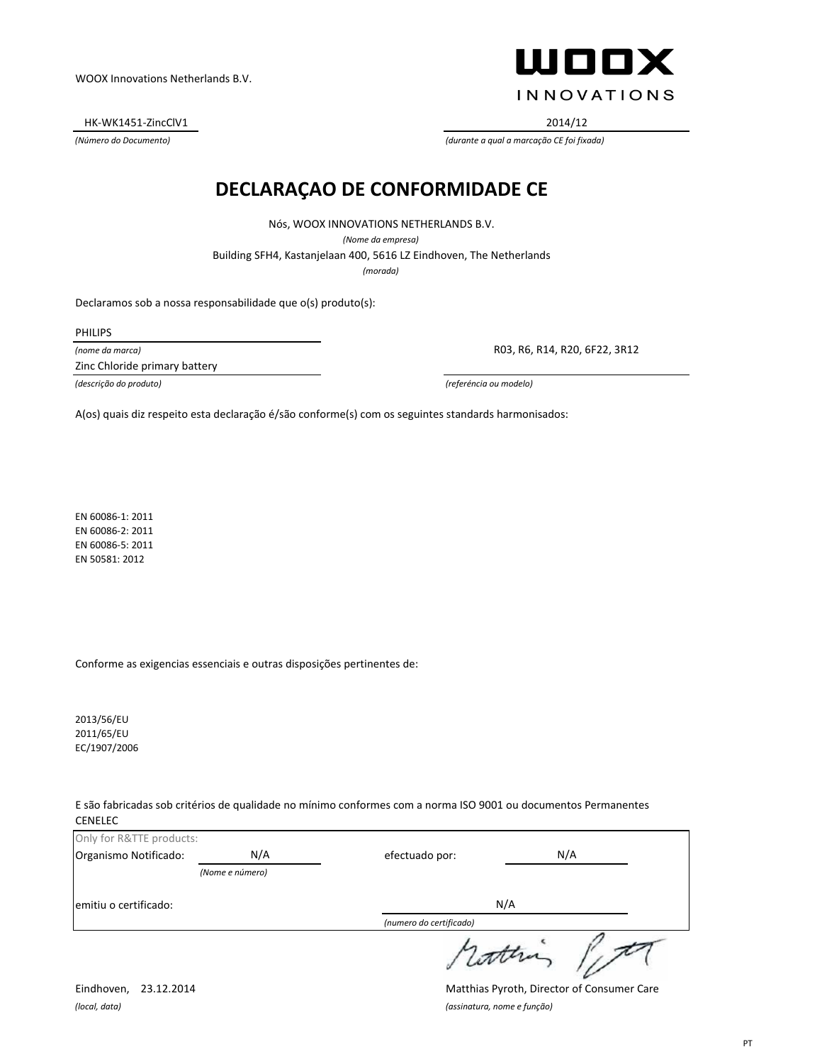WOOX Innovations Netherlands B.V.

WOOX INNOVATIONS

HK-WK1451-ZincClV1

*(Número do Documento)*

2014/12

*(durante a qual a marcação CE foi fixada)*

# DECLARAÇAO DE CONFORMIDADE CE

Nós, WOOX INNOVATIONS NETHERLANDS B.V.

*(Nome da empresa)*

Building SFH4, Kastanjelaan 400, 5616 LZ Eindhoven, The Netherlands

*(morada)*

Declaramos sob a nossa responsabilidade que o(s) produto(s):

PHILIPS

*(nome da marca)*

Zinc Chloride primary battery

*(descrição do produto)*

R03, R6, R14, R20, 6F22, 3R12

*(referéncia ou modelo)*

A(os) quais diz respeito esta declaração é/são conforme(s) com os seguintes standards harmonisados:

EN 60086-1: 2011
EN 60086-2: 2011
EN 60086-5: 2011
EN 50581: 2012

Conforme as exigencias essenciais e outras disposições pertinentes de:

2013/56/EU
2011/65/EU
EC/1907/2006

E são fabricadas sob critérios de qualidade no mínimo conformes com a norma ISO 9001 ou documentos Permanentes CENELEC

| Only for R&TTE products: | | | |
|---|---|---|---|
| Organismo Notificado: | N/A *(Nome e número)* | efectuado por: | N/A |
| emitiu o certificado: | | N/A *(numero do certificado)* | |

Eindhoven, 23.12.2014

*(local, data)*

Matthias Pyroth, Director of Consumer Care

*(assinatura, nome e função)*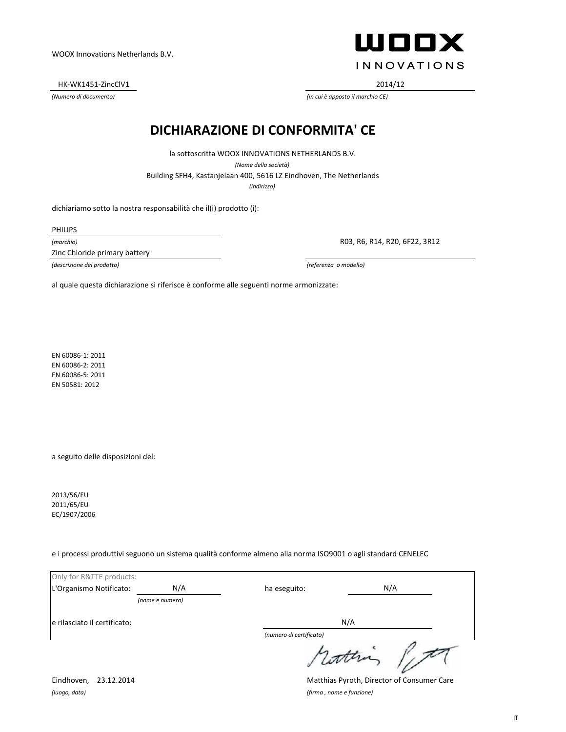WOOX Innovations Netherlands B.V.

WOOX INNOVATIONS

HK-WK1451-ZincClV1
*(Numero di documento)*

2014/12
*(in cui è apposto il marchio CE)*

# DICHIARAZIONE DI CONFORMITA' CE

la sottoscritta WOOX INNOVATIONS NETHERLANDS B.V.
*(Nome della società)*

Building SFH4, Kastanjelaan 400, 5616 LZ Eindhoven, The Netherlands
*(indirizzo)*

dichiariamo sotto la nostra responsabilità che il(i) prodotto (i):

PHILIPS
*(marchio)*

Zinc Chloride primary battery
*(descrizione del prodotto)*

R03, R6, R14, R20, 6F22, 3R12
*(referenza o modello)*

al quale questa dichiarazione si riferisce è conforme alle seguenti norme armonizzate:

EN 60086-1: 2011
EN 60086-2: 2011
EN 60086-5: 2011
EN 50581: 2012

a seguito delle disposizioni del:

2013/56/EU
2011/65/EU
EC/1907/2006

e i processi produttivi seguono un sistema qualità conforme almeno alla norma ISO9001 o agli standard CENELEC

Only for R&TTE products:

L'Organismo Notificato: N/A *(nome e numero)* ha eseguito: N/A

e rilasciato il certificato: N/A *(numero di certificato)*

Eindhoven, 23.12.2014
*(luogo, data)*

Matthias Pyroth, Director of Consumer Care
*(firma , nome e funzione)*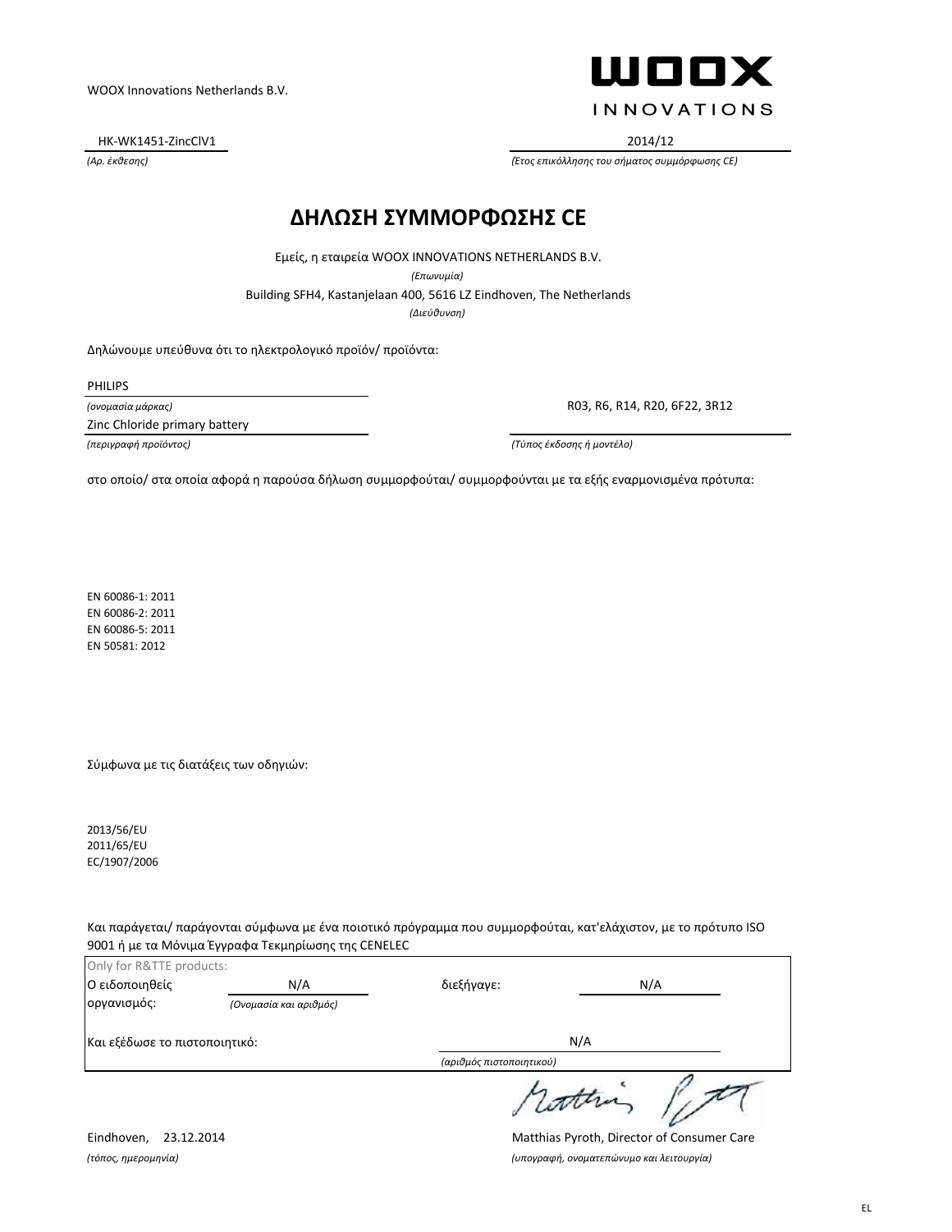WOOX Innovations Netherlands B.V.

WOOX INNOVATIONS

HK-WK1451-ZincClV1
*(Αρ. έκθεσης)*

2014/12
*(Έτος επικόλλησης του σήματος συμμόρφωσης CE)*

# ΔΗΛΩΣΗ ΣΥΜΜΟΡΦΩΣΗΣ CE

Εμείς, η εταιρεία WOOX INNOVATIONS NETHERLANDS B.V.
*(Επωνυμία)*

Building SFH4, Kastanjelaan 400, 5616 LZ Eindhoven, The Netherlands
*(Διεύθυνση)*

Δηλώνουμε υπεύθυνα ότι το ηλεκτρολογικό προϊόν/ προϊόντα:

PHILIPS
*(ονομασία μάρκας)*

Zinc Chloride primary battery
*(περιγραφή προϊόντος)*

R03, R6, R14, R20, 6F22, 3R12
*(Τύπος έκδοσης ή μοντέλο)*

στο οποίο/ στα οποία αφορά η παρούσα δήλωση συμμορφούται/ συμμορφούνται με τα εξής εναρμονισμένα πρότυπα:

EN 60086-1: 2011
EN 60086-2: 2011
EN 60086-5: 2011
EN 50581: 2012

Σύμφωνα με τις διατάξεις των οδηγιών:

2013/56/EU
2011/65/EU
EC/1907/2006

Και παράγεται/ παράγονται σύμφωνα με ένα ποιοτικό πρόγραμμα που συμμορφούται, κατ'ελάχιστον, με το πρότυπο ISO 9001 ή με τα Μόνιμα Έγγραφα Τεκμηρίωσης της CENELEC

Only for R&TTE products:

Ο ειδοποιηθείς οργανισμός: N/A *(Ονομασία και αριθμός)*  διεξήγαγε: N/A

Και εξέδωσε το πιστοποιητικό: N/A *(αριθμός πιστοποιητικού)*

Eindhoven, 23.12.2014
*(τόπος, ημερομηνία)*

Matthias Pyroth, Director of Consumer Care
*(υπογραφή, ονοματεπώνυμο και λειτουργία)*

EL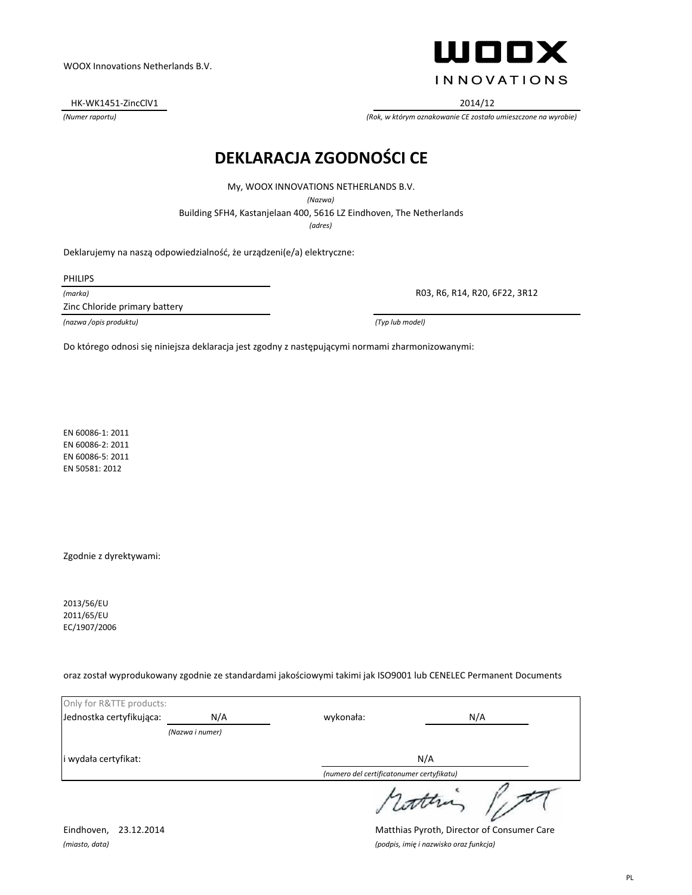WOOX Innovations Netherlands B.V.

HK-WK1451-ZincClV1
*(Numer raportu)*

2014/12
*(Rok, w którym oznakowanie CE zostało umieszczone na wyrobie)*

# DEKLARACJA ZGODNOŚCI CE

My, WOOX INNOVATIONS NETHERLANDS B.V.
*(Nazwa)*

Building SFH4, Kastanjelaan 400, 5616 LZ Eindhoven, The Netherlands
*(adres)*

Deklarujemy na naszą odpowiedzialność, że urządzeni(e/a) elektryczne:

PHILIPS
*(marka)*

Zinc Chloride primary battery
*(nazwa /opis produktu)*

R03, R6, R14, R20, 6F22, 3R12
*(Typ lub model)*

Do którego odnosi się niniejsza deklaracja jest zgodny z następującymi normami zharmonizowanymi:

EN 60086-1: 2011
EN 60086-2: 2011
EN 60086-5: 2011
EN 50581: 2012

Zgodnie z dyrektywami:

2013/56/EU
2011/65/EU
EC/1907/2006

oraz został wyprodukowany zgodnie ze standardami jakościowymi takimi jak ISO9001 lub CENELEC Permanent Documents

Only for R&TTE products:

Jednostka certyfikująca: N/A *(Nazwa i numer)* wykonała: N/A

i wydała certyfikat: N/A *(numero del certificatonumer certyfikatu)*

Eindhoven, 23.12.2014
*(miasto, data)*

Matthias Pyroth, Director of Consumer Care
*(podpis, imię i nazwisko oraz funkcja)*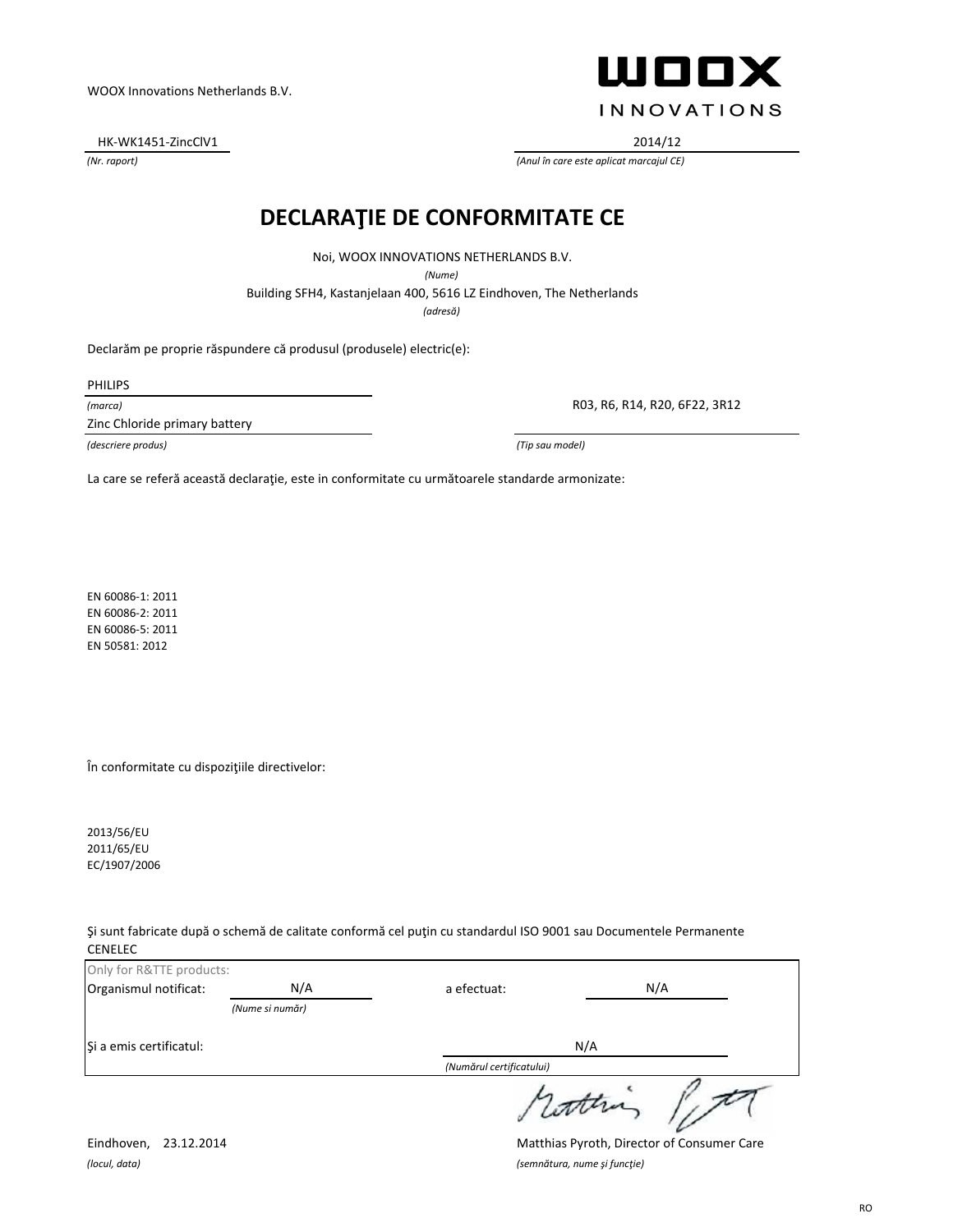WOOX Innovations Netherlands B.V.

WOOX INNOVATIONS

HK-WK1451-ZincClV1
*(Nr. raport)*

2014/12
*(Anul în care este aplicat marcajul CE)*

# DECLARAŢIE DE CONFORMITATE CE

Noi, WOOX INNOVATIONS NETHERLANDS B.V.
*(Nume)*

Building SFH4, Kastanjelaan 400, 5616 LZ Eindhoven, The Netherlands
*(adresă)*

Declarăm pe proprie răspundere că produsul (produsele) electric(e):

PHILIPS
*(marca)*

Zinc Chloride primary battery
*(descriere produs)*

R03, R6, R14, R20, 6F22, 3R12
*(Tip sau model)*

La care se referă această declaraţie, este in conformitate cu următoarele standarde armonizate:

EN 60086-1: 2011
EN 60086-2: 2011
EN 60086-5: 2011
EN 50581: 2012

În conformitate cu dispoziţiile directivelor:

2013/56/EU
2011/65/EU
EC/1907/2006

Şi sunt fabricate după o schemă de calitate conformă cel puţin cu standardul ISO 9001 sau Documentele Permanente CENELEC

| Only for R&TTE products: | | | |
|---|---|---|---|
| Organismul notificat: | N/A *(Nume si număr)* | a efectuat: | N/A |
| Şi a emis certificatul: | | N/A *(Numărul certificatului)* | |

Eindhoven, 23.12.2014
*(locul, data)*

Matthias Pyroth, Director of Consumer Care
*(semnătura, nume şi funcţie)*

RO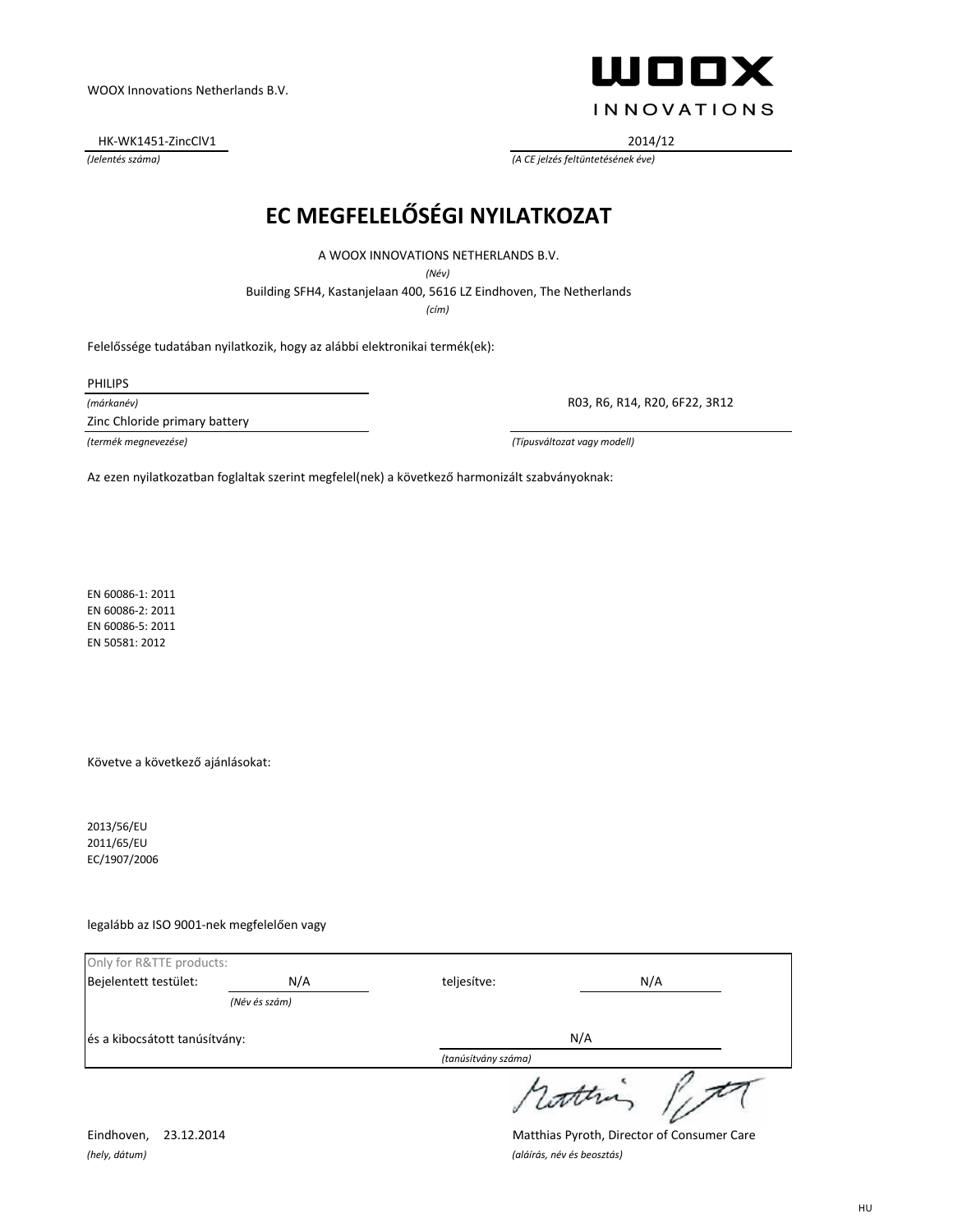WOOX Innovations Netherlands B.V.

WOOX INNOVATIONS

HK-WK1451-ZincClV1
*(Jelentés száma)*

2014/12
*(A CE jelzés feltüntetésének éve)*

# EC MEGFELELŐSÉGI NYILATKOZAT

A WOOX INNOVATIONS NETHERLANDS B.V.
*(Név)*

Building SFH4, Kastanjelaan 400, 5616 LZ Eindhoven, The Netherlands
*(cím)*

Felelőssége tudatában nyilatkozik, hogy az alábbi elektronikai termék(ek):

PHILIPS
*(márkanév)*

Zinc Chloride primary battery
*(termék megnevezése)*

R03, R6, R14, R20, 6F22, 3R12
*(Típusváltozat vagy modell)*

Az ezen nyilatkozatban foglaltak szerint megfelel(nek) a következő harmonizált szabványoknak:

EN 60086-1: 2011
EN 60086-2: 2011
EN 60086-5: 2011
EN 50581: 2012

Követve a következő ajánlásokat:

2013/56/EU
2011/65/EU
EC/1907/2006

legalább az ISO 9001-nek megfelelően vagy

| Only for R&TTE products: | | | |
|---|---|---|---|
| Bejelentett testület: | N/A *(Név és szám)* | teljesítve: | N/A |
| és a kibocsátott tanúsítvány: | | N/A *(tanúsítvány száma)* | |

Eindhoven, 23.12.2014
*(hely, dátum)*

Matthias Pyroth, Director of Consumer Care
*(aláírás, név és beosztás)*

HU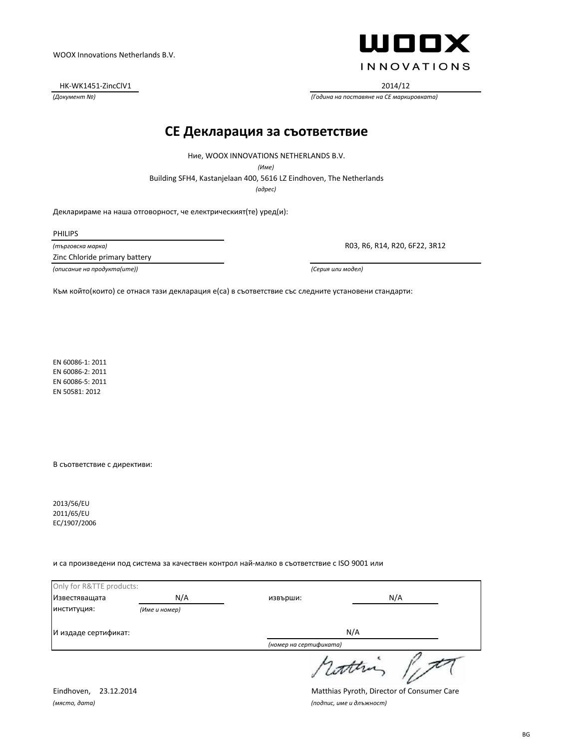WOOX Innovations Netherlands B.V.

**WOOX INNOVATIONS**

HK-WK1451-ZincClV1
*(Документ №)*

2014/12
*(Година на поставяне на CE маркировката)*

# CE Декларация за съответствие

Ние, WOOX INNOVATIONS NETHERLANDS B.V.
*(Име)*
Building SFH4, Kastanjelaan 400, 5616 LZ Eindhoven, The Netherlands
*(адрес)*

Декларираме на наша отговорност, че електрическият(те) уред(и):

PHILIPS
*(търговска марка)*

Zinc Chloride primary battery
*(описание на продукта(ите))*

R03, R6, R14, R20, 6F22, 3R12
*(Серия или модел)*

Към който(които) се отнася тази декларация е(са) в съответствие със следните установени стандарти:

EN 60086-1: 2011
EN 60086-2: 2011
EN 60086-5: 2011
EN 50581: 2012

В съответствие с директиви:

2013/56/EU
2011/65/EU
EC/1907/2006

и са произведени под система за качествен контрол най-малко в съответствие с ISO 9001 или

Only for R&TTE products:

| | | | |
|---|---|---|---|
| Известяващата институция: | N/A *(Име и номер)* | извърши: | N/A |
| И издаде сертификат: | | | N/A *(номер на сертификата)* |

Eindhoven, 23.12.2014
*(място, дата)*

Matthias Pyroth, Director of Consumer Care
*(подпис, име и длъжност)*

BG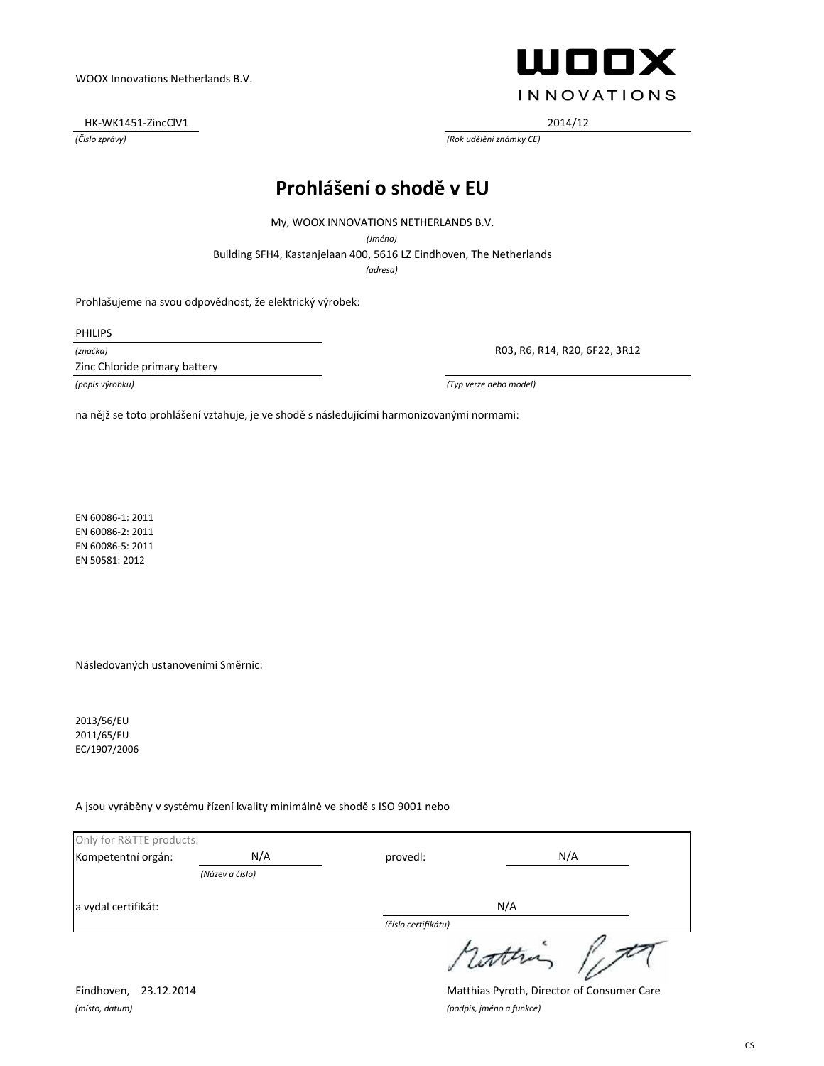WOOX Innovations Netherlands B.V.

**WOOX INNOVATIONS**

HK-WK1451-ZincClV1
*(Číslo zprávy)*

2014/12
*(Rok udělění známky CE)*

# Prohlášení o shodě v EU

My, WOOX INNOVATIONS NETHERLANDS B.V.
*(Jméno)*

Building SFH4, Kastanjelaan 400, 5616 LZ Eindhoven, The Netherlands
*(adresa)*

Prohlašujeme na svou odpovědnost, že elektrický výrobek:

PHILIPS
*(značka)*

Zinc Chloride primary battery
*(popis výrobku)*

R03, R6, R14, R20, 6F22, 3R12
*(Typ verze nebo model)*

na nějž se toto prohlášení vztahuje, je ve shodě s následujícími harmonizovanými normami:

EN 60086-1: 2011
EN 60086-2: 2011
EN 60086-5: 2011
EN 50581: 2012

Následovaných ustanoveními Směrnic:

2013/56/EU
2011/65/EU
EC/1907/2006

A jsou vyráběny v systému řízení kvality minimálně ve shodě s ISO 9001 nebo

Only for R&TTE products:

Kompetentní orgán: N/A *(Název a číslo)*  provedl: N/A

a vydal certifikát: N/A *(číslo certifikátu)*

Eindhoven, 23.12.2014
*(místo, datum)*

Matthias Pyroth, Director of Consumer Care
*(podpis, jméno a funkce)*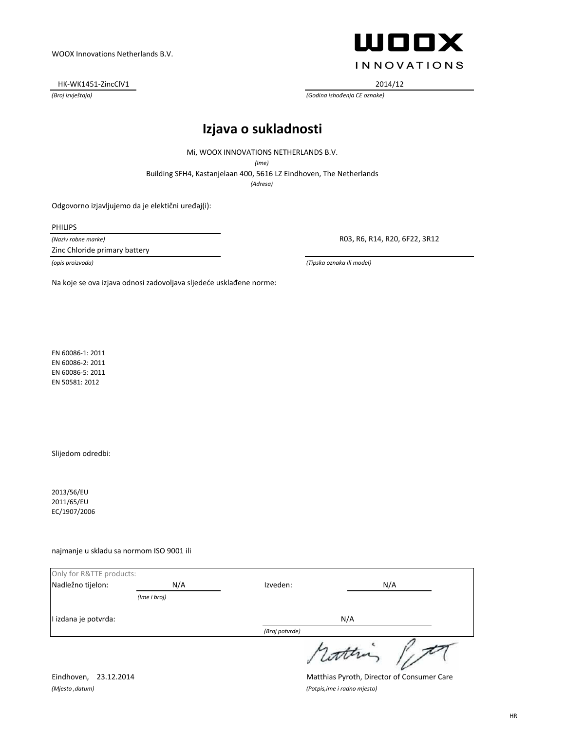WOOX Innovations Netherlands B.V.

**WOOX**
INNOVATIONS

HK-WK1451-ZincClV1
*(Broj izvještaja)*

2014/12
*(Godina ishođenja CE oznake)*

# Izjava o sukladnosti

Mi, WOOX INNOVATIONS NETHERLANDS B.V.
*(Ime)*

Building SFH4, Kastanjelaan 400, 5616 LZ Eindhoven, The Netherlands
*(Adresa)*

Odgovorno izjavljujemo da je električni uređaj(i):

PHILIPS
*(Naziv robne marke)*

Zinc Chloride primary battery
*(opis proizvoda)*

R03, R6, R14, R20, 6F22, 3R12
*(Tipska oznaka ili model)*

Na koje se ova izjava odnosi zadovoljava sljedeće usklađene norme:

EN 60086-1: 2011
EN 60086-2: 2011
EN 60086-5: 2011
EN 50581: 2012

Slijedom odredbi:

2013/56/EU
2011/65/EU
EC/1907/2006

najmanje u skladu sa normom ISO 9001 ili

Only for R&TTE products:

| | | | |
|---|---|---|---|
| Nadležno tijelon: | N/A *(Ime i broj)* | Izveden: | N/A |
| I izdana je potvrda: | | N/A *(Broj potvrde)* | |

Eindhoven, 23.12.2014
*(Mjesto ,datum)*

Matthias Pyroth, Director of Consumer Care
*(Potpis,ime i radno mjesto)*

HR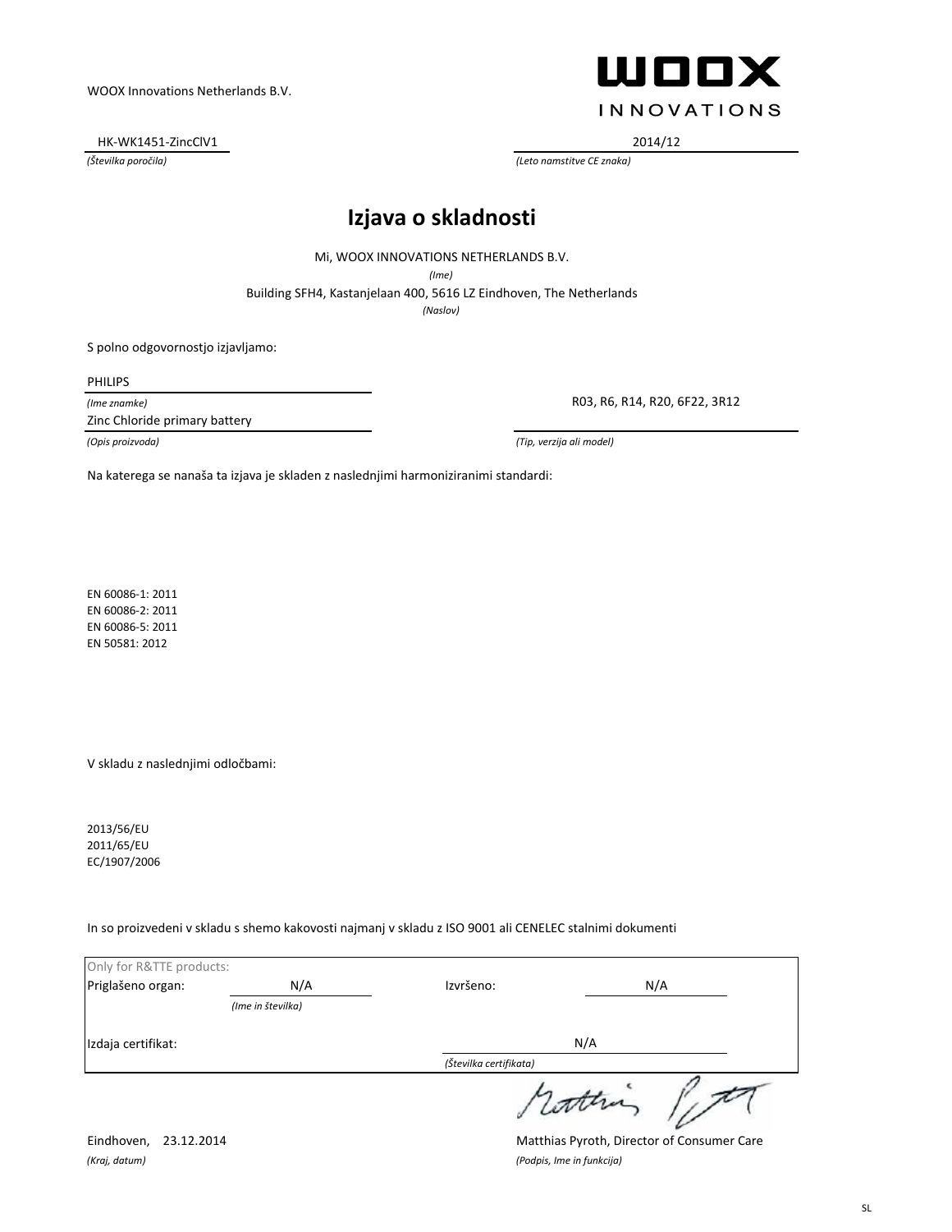WOOX Innovations Netherlands B.V.

WOOX INNOVATIONS

HK-WK1451-ZincClV1
*(Številka poročila)*

2014/12
*(Leto namstitve CE znaka)*

# Izjava o skladnosti

Mi, WOOX INNOVATIONS NETHERLANDS B.V.
*(Ime)*

Building SFH4, Kastanjelaan 400, 5616 LZ Eindhoven, The Netherlands
*(Naslov)*

S polno odgovornostjo izjavljamo:

PHILIPS
*(Ime znamke)*

Zinc Chloride primary battery
*(Opis proizvoda)*

R03, R6, R14, R20, 6F22, 3R12
*(Tip, verzija ali model)*

Na katerega se nanaša ta izjava je skladen z naslednjimi harmoniziranimi standardi:

EN 60086-1: 2011
EN 60086-2: 2011
EN 60086-5: 2011
EN 50581: 2012

V skladu z naslednjimi odločbami:

2013/56/EU
2011/65/EU
EC/1907/2006

In so proizvedeni v skladu s shemo kakovosti najmanj v skladu z ISO 9001 ali CENELEC stalnimi dokumenti

Only for R&TTE products:

| | | | |
|---|---|---|---|
| Priglašeno organ: | N/A *(Ime in številka)* | Izvršeno: | N/A |
| Izdaja certifikat: | | N/A *(Številka certifikata)* | |

Eindhoven, 23.12.2014
*(Kraj, datum)*

Matthias Pyroth, Director of Consumer Care
*(Podpis, Ime in funkcija)*

SL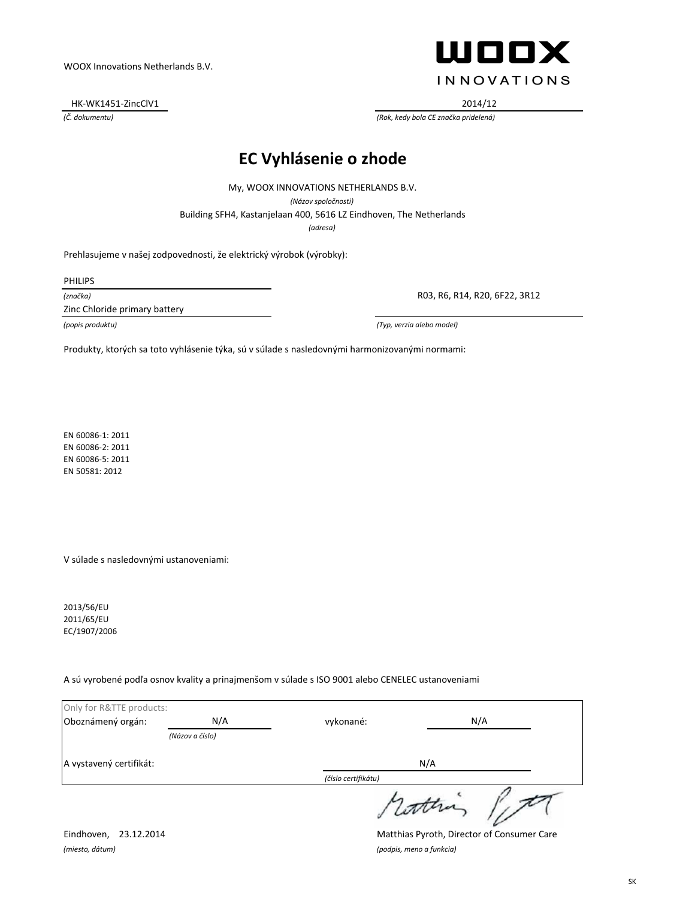WOOX Innovations Netherlands B.V.

**WOOX INNOVATIONS**

| HK-WK1451-ZincClV1 | 2014/12 |
|---|---|
| *(Č. dokumentu)* | *(Rok, kedy bola CE značka pridelená)* |

# EC Vyhlásenie o zhode

My, WOOX INNOVATIONS NETHERLANDS B.V.

*(Názov spoločnosti)*

Building SFH4, Kastanjelaan 400, 5616 LZ Eindhoven, The Netherlands

*(adresa)*

Prehlasujeme v našej zodpovednosti, že elektrický výrobok (výrobky):

PHILIPS

*(značka)*

Zinc Chloride primary battery

*(popis produktu)*

R03, R6, R14, R20, 6F22, 3R12

*(Typ, verzia alebo model)*

Produkty, ktorých sa toto vyhlásenie týka, sú v súlade s nasledovnými harmonizovanými normami:

EN 60086-1: 2011
EN 60086-2: 2011
EN 60086-5: 2011
EN 50581: 2012

V súlade s nasledovnými ustanoveniami:

2013/56/EU
2011/65/EU
EC/1907/2006

A sú vyrobené podľa osnov kvality a prinajmenšom v súlade s ISO 9001 alebo CENELEC ustanoveniami

| Only for R&TTE products: | | | |
|---|---|---|---|
| Oboznámený orgán: | N/A | vykonané: | N/A |
| | *(Názov a číslo)* | | |
| A vystavený certifikát: | | N/A | |
| | | *(číslo certifikátu)* | |

Eindhoven, 23.12.2014

*(miesto, dátum)*

Matthias Pyroth, Director of Consumer Care

*(podpis, meno a funkcia)*

SK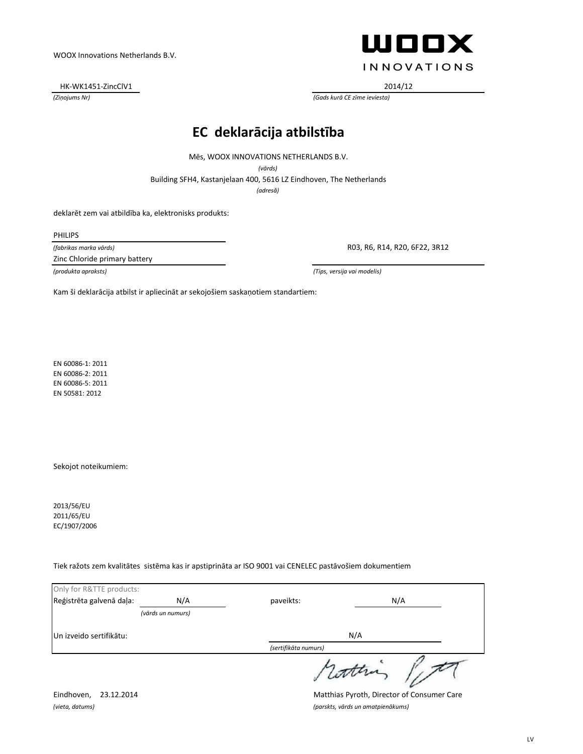WOOX Innovations Netherlands B.V.

WOOX INNOVATIONS

HK-WK1451-ZincClV1 — *(Ziņojums Nr)*

2014/12 — *(Gads kurā CE zīme ieviesta)*

# EC deklarācija atbilstība

Mēs, WOOX INNOVATIONS NETHERLANDS B.V.

*(vārds)*

Building SFH4, Kastanjelaan 400, 5616 LZ Eindhoven, The Netherlands

*(adresā)*

deklarēt zem vai atbildība ka, elektronisks produkts:

PHILIPS

*(fabrikas marka vārds)*

Zinc Chloride primary battery

*(produkta apraksts)*

R03, R6, R14, R20, 6F22, 3R12

*(Tips, versija vai modelis)*

Kam šī deklarācija atbilst ir apliecināt ar sekojošiem saskaņotiem standartiem:

EN 60086-1: 2011
EN 60086-2: 2011
EN 60086-5: 2011
EN 50581: 2012

Sekojot noteikumiem:

2013/56/EU
2011/65/EU
EC/1907/2006

Tiek ražots zem kvalitātes sistēma kas ir apstiprināta ar ISO 9001 vai CENELEC pastāvošiem dokumentiem

Only for R&TTE products:

Reģistrēta galvenā daļa: N/A *(vārds un numurs)* paveikts: N/A

Un izveido sertifikātu: N/A *(sertifikāta numurs)*

Eindhoven, 23.12.2014

*(vieta, datums)*

Matthias Pyroth, Director of Consumer Care

*(parskts, vārds un amatpienākums)*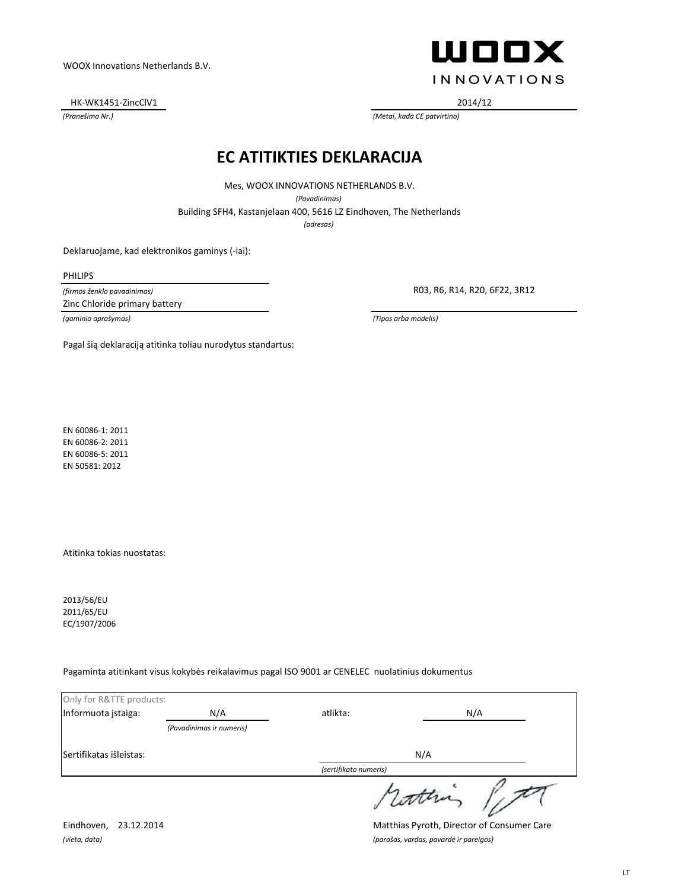WOOX Innovations Netherlands B.V.

**WOOX**
INNOVATIONS

HK-WK1451-ZincClV1
*(Pranešimo Nr.)*

2014/12
*(Metai, kada CE patvirtino)*

# EC ATITIKTIES DEKLARACIJA

Mes, WOOX INNOVATIONS NETHERLANDS B.V.
*(Pavadinimas)*
Building SFH4, Kastanjelaan 400, 5616 LZ Eindhoven, The Netherlands
*(adresas)*

Deklaruojame, kad elektronikos gaminys (-iai):

PHILIPS
*(firmos ženklo pavadinimas)*

Zinc Chloride primary battery
*(gaminio aprašymas)*

R03, R6, R14, R20, 6F22, 3R12
*(Tipas arba modelis)*

Pagal šią deklaraciją atitinka toliau nurodytus standartus:

EN 60086-1: 2011
EN 60086-2: 2011
EN 60086-5: 2011
EN 50581: 2012

Atitinka tokias nuostatas:

2013/56/EU
2011/65/EU
EC/1907/2006

Pagaminta atitinkant visus kokybės reikalavimus pagal ISO 9001 ar CENELEC nuolatinius dokumentus

| Only for R&TTE products: | | | |
|---|---|---|---|
| Informuota įstaiga: | N/A *(Pavadinimas ir numeris)* | atlikta: | N/A |
| Sertifikatas išleistas: | | N/A *(sertifikato numeris)* | |

Eindhoven, 23.12.2014
*(vieta, data)*

Matthias Pyroth, Director of Consumer Care
*(parašas, vardas, pavardė ir pareigos)*

LT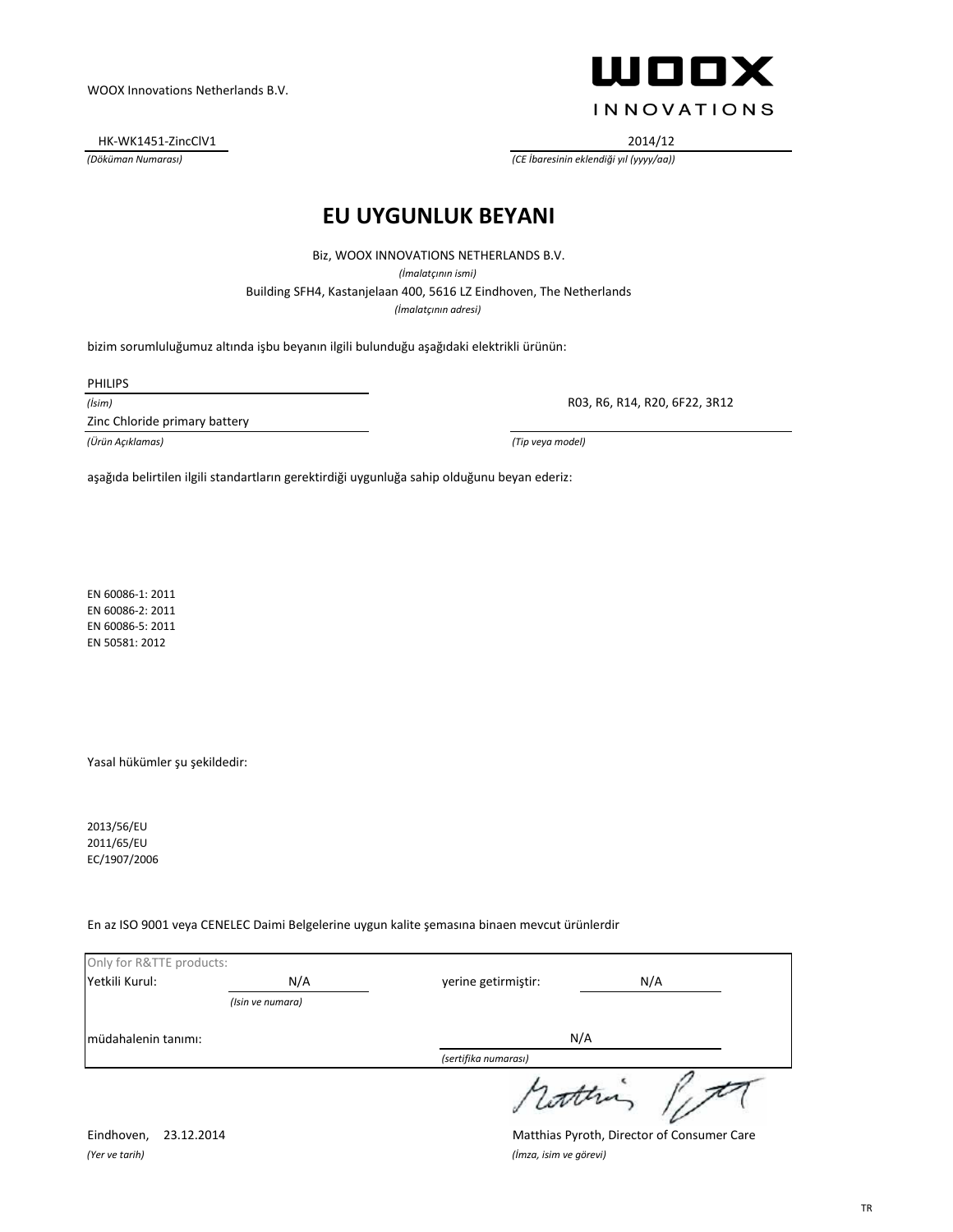WOOX Innovations Netherlands B.V.

**WOOX**
INNOVATIONS

HK-WK1451-ZincClV1
*(Döküman Numarası)*

2014/12
*(CE İbaresinin eklendiği yıl (yyyy/aa))*

# EU UYGUNLUK BEYANI

Biz, WOOX INNOVATIONS NETHERLANDS B.V.
*(İmalatçının ismi)*

Building SFH4, Kastanjelaan 400, 5616 LZ Eindhoven, The Netherlands
*(İmalatçının adresi)*

bizim sorumluluğumuz altında işbu beyanın ilgili bulunduğu aşağıdaki elektrikli ürünün:

PHILIPS
*(İsim)*

R03, R6, R14, R20, 6F22, 3R12
*(Tip veya model)*

Zinc Chloride primary battery
*(Ürün Açıklaması)*

aşağıda belirtilen ilgili standartların gerektirdiği uygunluğa sahip olduğunu beyan ederiz:

EN 60086-1: 2011
EN 60086-2: 2011
EN 60086-5: 2011
EN 50581: 2012

Yasal hükümler şu şekildedir:

2013/56/EU
2011/65/EU
EC/1907/2006

En az ISO 9001 veya CENELEC Daimi Belgelerine uygun kalite şemasına binaen mevcut ürünlerdir

| | | | |
|---|---|---|---|
| Only for R&TTE products: | | | |
| Yetkili Kurul: | N/A *(Isin ve numara)* | yerine getirmiştir: | N/A |
| müdahalenin tanımı: | | | N/A *(sertifika numarası)* |

Eindhoven, 23.12.2014
*(Yer ve tarih)*

Matthias Pyroth, Director of Consumer Care
*(İmza, isim ve görevi)*

TR